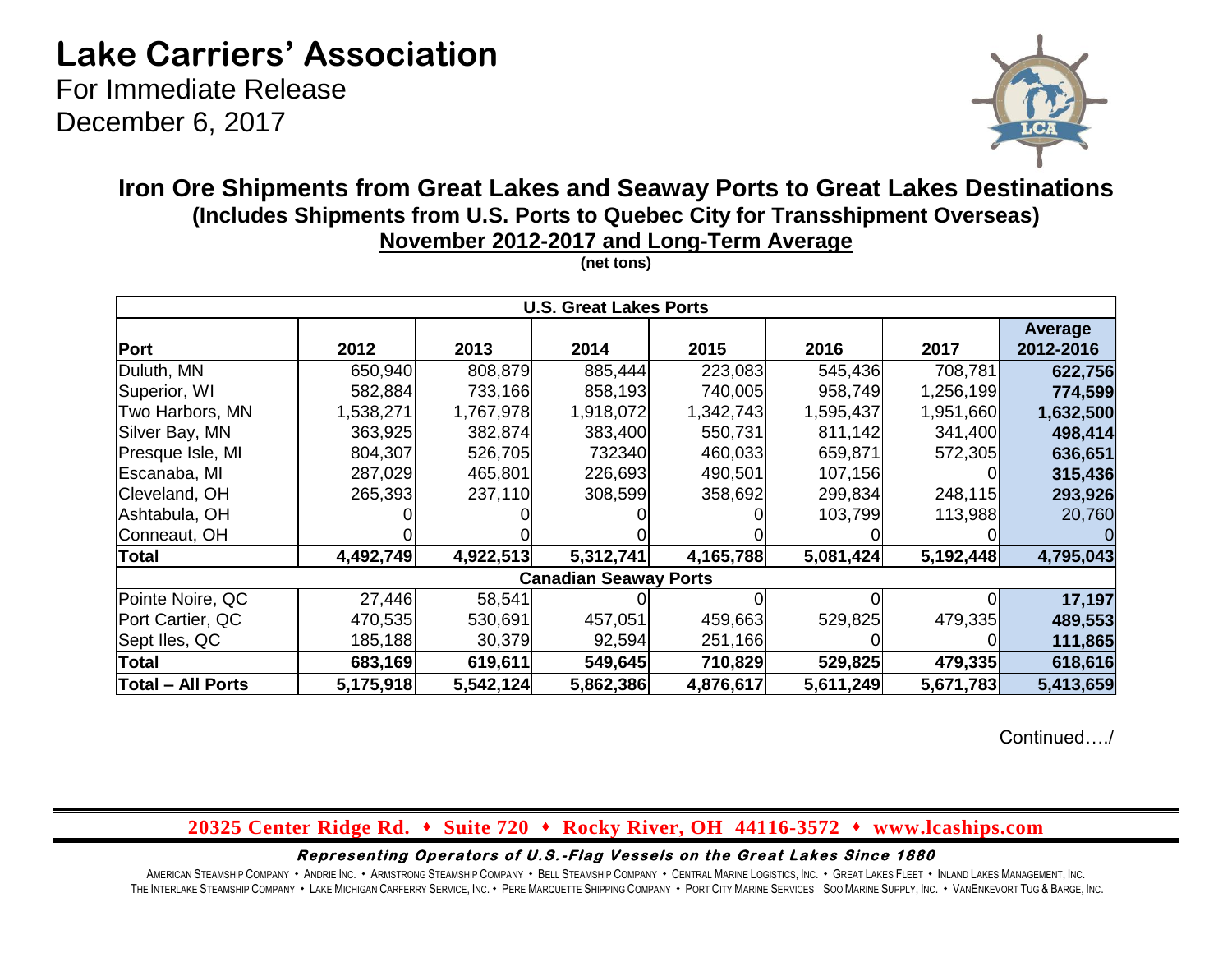# Lake Carriers' Association

For Immediate Release
December 6, 2017

## Iron Ore Shipments from Great Lakes and Seaway Ports to Great Lakes Destinations

### (Includes Shipments from U.S. Ports to Quebec City for Transshipment Overseas)

### November 2012-2017 and Long-Term Average

**(net tons)**

| U.S. Great Lakes Ports | | | | | | | |
|---|---|---|---|---|---|---|---|
| **Port** | **2012** | **2013** | **2014** | **2015** | **2016** | **2017** | **Average 2012-2016** |
| Duluth, MN | 650,940 | 808,879 | 885,444 | 223,083 | 545,436 | 708,781 | **622,756** |
| Superior, WI | 582,884 | 733,166 | 858,193 | 740,005 | 958,749 | 1,256,199 | **774,599** |
| Two Harbors, MN | 1,538,271 | 1,767,978 | 1,918,072 | 1,342,743 | 1,595,437 | 1,951,660 | **1,632,500** |
| Silver Bay, MN | 363,925 | 382,874 | 383,400 | 550,731 | 811,142 | 341,400 | **498,414** |
| Presque Isle, MI | 804,307 | 526,705 | 732340 | 460,033 | 659,871 | 572,305 | **636,651** |
| Escanaba, MI | 287,029 | 465,801 | 226,693 | 490,501 | 107,156 | 0 | **315,436** |
| Cleveland, OH | 265,393 | 237,110 | 308,599 | 358,692 | 299,834 | 248,115 | **293,926** |
| Ashtabula, OH | 0 | 0 | 0 | 0 | 103,799 | 113,988 | 20,760 |
| Conneaut, OH | 0 | 0 | 0 | 0 | 0 | 0 | 0 |
| **Total** | **4,492,749** | **4,922,513** | **5,312,741** | **4,165,788** | **5,081,424** | **5,192,448** | **4,795,043** |
| **Canadian Seaway Ports** | | | | | | | |
| Pointe Noire, QC | 27,446 | 58,541 | 0 | 0 | 0 | 0 | **17,197** |
| Port Cartier, QC | 470,535 | 530,691 | 457,051 | 459,663 | 529,825 | 479,335 | **489,553** |
| Sept Iles, QC | 185,188 | 30,379 | 92,594 | 251,166 | 0 | 0 | **111,865** |
| **Total** | **683,169** | **619,611** | **549,645** | **710,829** | **529,825** | **479,335** | **618,616** |
| **Total – All Ports** | **5,175,918** | **5,542,124** | **5,862,386** | **4,876,617** | **5,611,249** | **5,671,783** | **5,413,659** |

Continued…./

**20325 Center Ridge Rd. ♦ Suite 720 ♦ Rocky River, OH 44116-3572 ♦ www.lcaships.com**

***Representing Operators of U.S.-Flag Vessels on the Great Lakes Since 1880***

American Steamship Company • Andrie Inc. • Armstrong Steamship Company • Bell Steamship Company • Central Marine Logistics, Inc. • Great Lakes Fleet • Inland Lakes Management, Inc.
The Interlake Steamship Company • Lake Michigan Carferry Service, Inc. • Pere Marquette Shipping Company • Port City Marine Services Soo Marine Supply, Inc. • VanEnkevort Tug & Barge, Inc.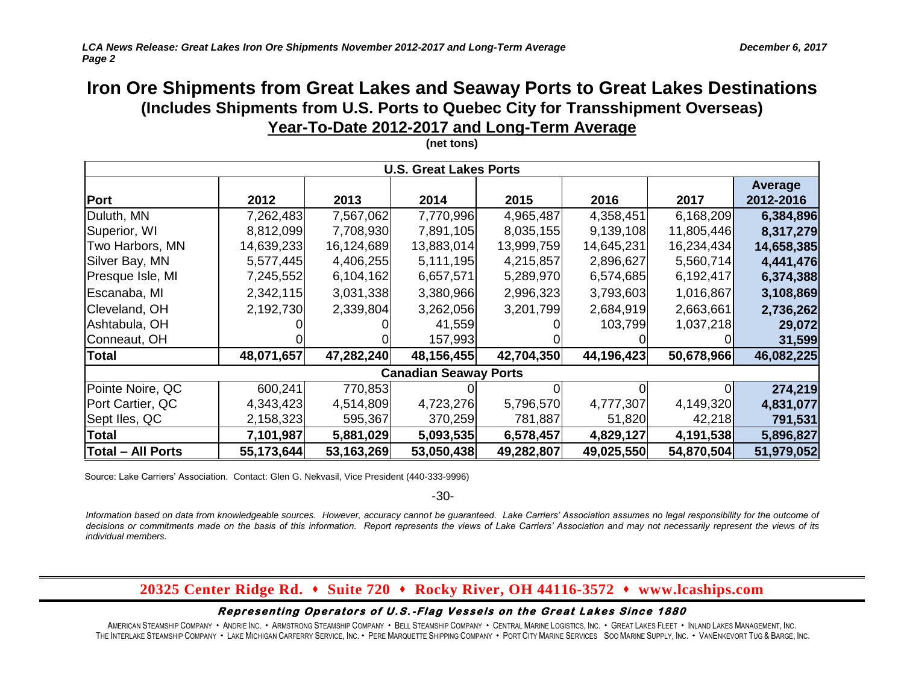# Iron Ore Shipments from Great Lakes and Seaway Ports to Great Lakes Destinations

## (Includes Shipments from U.S. Ports to Quebec City for Transshipment Overseas)

## Year-To-Date 2012-2017 and Long-Term Average

(net tons)

| U.S. Great Lakes Ports | | | | | | | |
|---|---|---|---|---|---|---|---|
| **Port** | **2012** | **2013** | **2014** | **2015** | **2016** | **2017** | **Average 2012-2016** |
| Duluth, MN | 7,262,483 | 7,567,062 | 7,770,996 | 4,965,487 | 4,358,451 | 6,168,209 | **6,384,896** |
| Superior, WI | 8,812,099 | 7,708,930 | 7,891,105 | 8,035,155 | 9,139,108 | 11,805,446 | **8,317,279** |
| Two Harbors, MN | 14,639,233 | 16,124,689 | 13,883,014 | 13,999,759 | 14,645,231 | 16,234,434 | **14,658,385** |
| Silver Bay, MN | 5,577,445 | 4,406,255 | 5,111,195 | 4,215,857 | 2,896,627 | 5,560,714 | **4,441,476** |
| Presque Isle, MI | 7,245,552 | 6,104,162 | 6,657,571 | 5,289,970 | 6,574,685 | 6,192,417 | **6,374,388** |
| Escanaba, MI | 2,342,115 | 3,031,338 | 3,380,966 | 2,996,323 | 3,793,603 | 1,016,867 | **3,108,869** |
| Cleveland, OH | 2,192,730 | 2,339,804 | 3,262,056 | 3,201,799 | 2,684,919 | 2,663,661 | **2,736,262** |
| Ashtabula, OH | 0 | 0 | 41,559 | 0 | 103,799 | 1,037,218 | **29,072** |
| Conneaut, OH | 0 | 0 | 157,993 | 0 | 0 | 0 | **31,599** |
| **Total** | **48,071,657** | **47,282,240** | **48,156,455** | **42,704,350** | **44,196,423** | **50,678,966** | **46,082,225** |
| **Canadian Seaway Ports** | | | | | | | |
| Pointe Noire, QC | 600,241 | 770,853 | 0 | 0 | 0 | 0 | **274,219** |
| Port Cartier, QC | 4,343,423 | 4,514,809 | 4,723,276 | 5,796,570 | 4,777,307 | 4,149,320 | **4,831,077** |
| Sept Iles, QC | 2,158,323 | 595,367 | 370,259 | 781,887 | 51,820 | 42,218 | **791,531** |
| **Total** | **7,101,987** | **5,881,029** | **5,093,535** | **6,578,457** | **4,829,127** | **4,191,538** | **5,896,827** |
| **Total – All Ports** | **55,173,644** | **53,163,269** | **53,050,438** | **49,282,807** | **49,025,550** | **54,870,504** | **51,979,052** |

Source: Lake Carriers' Association. Contact: Glen G. Nekvasil, Vice President (440-333-9996)

-30-

*Information based on data from knowledgeable sources. However, accuracy cannot be guaranteed. Lake Carriers' Association assumes no legal responsibility for the outcome of decisions or commitments made on the basis of this information. Report represents the views of Lake Carriers' Association and may not necessarily represent the views of its individual members.*

**20325 Center Ridge Rd. ♦ Suite 720 ♦ Rocky River, OH 44116-3572 ♦ www.lcaships.com**

***Representing Operators of U.S.-Flag Vessels on the Great Lakes Since 1880***

AMERICAN STEAMSHIP COMPANY • ANDRIE INC. • ARMSTRONG STEAMSHIP COMPANY • BELL STEAMSHIP COMPANY • CENTRAL MARINE LOGISTICS, INC. • GREAT LAKES FLEET • INLAND LAKES MANAGEMENT, INC.
THE INTERLAKE STEAMSHIP COMPANY • LAKE MICHIGAN CARFERRY SERVICE, INC. • PERE MARQUETTE SHIPPING COMPANY • PORT CITY MARINE SERVICES SOO MARINE SUPPLY, INC. • VANENKEVORT TUG & BARGE, INC.